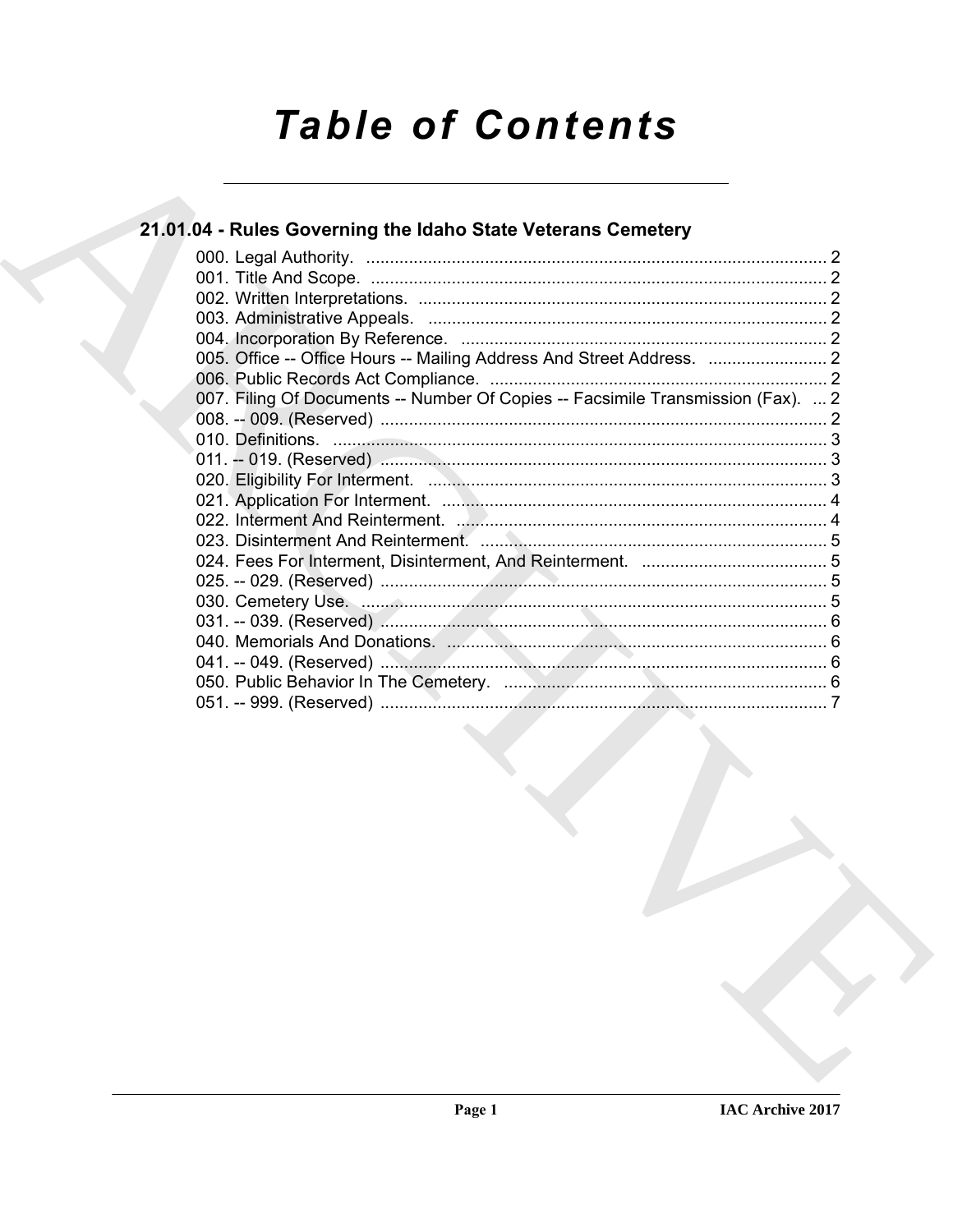# Table of Contents

## 21.01.04 - Rules Governing the Idaho State Veterans Cemetery

000. Legal Authority. ... 2
001. Title And Scope. ... 2
002. Written Interpretations. ... 2
003. Administrative Appeals. ... 2
004. Incorporation By Reference. ... 2
005. Office -- Office Hours -- Mailing Address And Street Address. ... 2
006. Public Records Act Compliance. ... 2
007. Filing Of Documents -- Number Of Copies -- Facsimile Transmission (Fax). ... 2
008. -- 009. (Reserved) ... 2
010. Definitions. ... 3
011. -- 019. (Reserved) ... 3
020. Eligibility For Interment. ... 3
021. Application For Interment. ... 4
022. Interment And Reinterment. ... 4
023. Disinterment And Reinterment. ... 5
024. Fees For Interment, Disinterment, And Reinterment. ... 5
025. -- 029. (Reserved) ... 5
030. Cemetery Use. ... 5
031. -- 039. (Reserved) ... 6
040. Memorials And Donations. ... 6
041. -- 049. (Reserved) ... 6
050. Public Behavior In The Cemetery. ... 6
051. -- 999. (Reserved) ... 7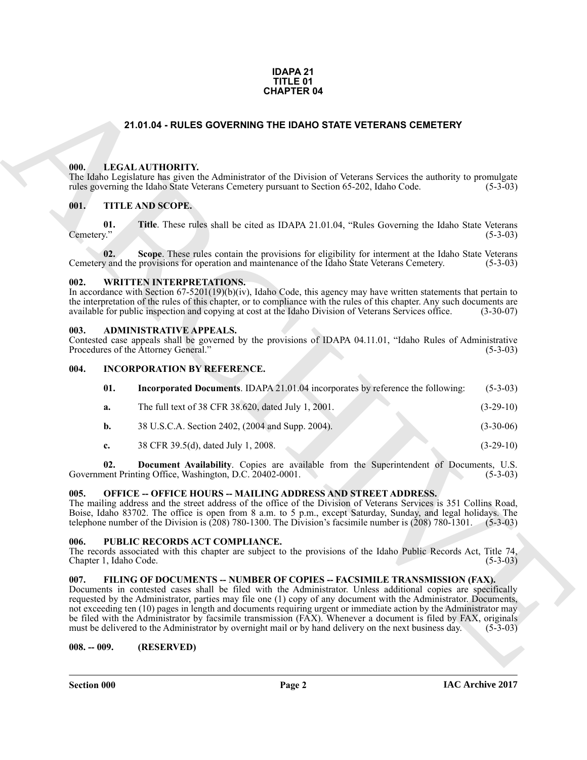**IDAPA 21**
**TITLE 01**
**CHAPTER 04**

## 21.01.04 - RULES GOVERNING THE IDAHO STATE VETERANS CEMETERY

### 000. LEGAL AUTHORITY.

The Idaho Legislature has given the Administrator of the Division of Veterans Services the authority to promulgate rules governing the Idaho State Veterans Cemetery pursuant to Section 65-202, Idaho Code. (5-3-03)

### 001. TITLE AND SCOPE.

**01. Title**. These rules shall be cited as IDAPA 21.01.04, "Rules Governing the Idaho State Veterans Cemetery." (5-3-03)

**02. Scope**. These rules contain the provisions for eligibility for interment at the Idaho State Veterans Cemetery and the provisions for operation and maintenance of the Idaho State Veterans Cemetery. (5-3-03)

### 002. WRITTEN INTERPRETATIONS.

In accordance with Section 67-5201(19)(b)(iv), Idaho Code, this agency may have written statements that pertain to the interpretation of the rules of this chapter, or to compliance with the rules of this chapter. Any such documents are available for public inspection and copying at cost at the Idaho Division of Veterans Services office. (3-30-07)

### 003. ADMINISTRATIVE APPEALS.

Contested case appeals shall be governed by the provisions of IDAPA 04.11.01, "Idaho Rules of Administrative Procedures of the Attorney General." (5-3-03)

### 004. INCORPORATION BY REFERENCE.

**01. Incorporated Documents**. IDAPA 21.01.04 incorporates by reference the following: (5-3-03)

**a.** The full text of 38 CFR 38.620, dated July 1, 2001. (3-29-10)

**b.** 38 U.S.C.A. Section 2402, (2004 and Supp. 2004). (3-30-06)

**c.** 38 CFR 39.5(d), dated July 1, 2008. (3-29-10)

**02. Document Availability**. Copies are available from the Superintendent of Documents, U.S. Government Printing Office, Washington, D.C. 20402-0001. (5-3-03)

### 005. OFFICE -- OFFICE HOURS -- MAILING ADDRESS AND STREET ADDRESS.

The mailing address and the street address of the office of the Division of Veterans Services is 351 Collins Road, Boise, Idaho 83702. The office is open from 8 a.m. to 5 p.m., except Saturday, Sunday, and legal holidays. The telephone number of the Division is (208) 780-1300. The Division's facsimile number is (208) 780-1301. (5-3-03)

### 006. PUBLIC RECORDS ACT COMPLIANCE.

The records associated with this chapter are subject to the provisions of the Idaho Public Records Act, Title 74, Chapter 1, Idaho Code. (5-3-03)

### 007. FILING OF DOCUMENTS -- NUMBER OF COPIES -- FACSIMILE TRANSMISSION (FAX).

Documents in contested cases shall be filed with the Administrator. Unless additional copies are specifically requested by the Administrator, parties may file one (1) copy of any document with the Administrator. Documents, not exceeding ten (10) pages in length and documents requiring urgent or immediate action by the Administrator may be filed with the Administrator by facsimile transmission (FAX). Whenever a document is filed by FAX, originals must be delivered to the Administrator by overnight mail or by hand delivery on the next business day. (5-3-03)

### 008. -- 009. (RESERVED)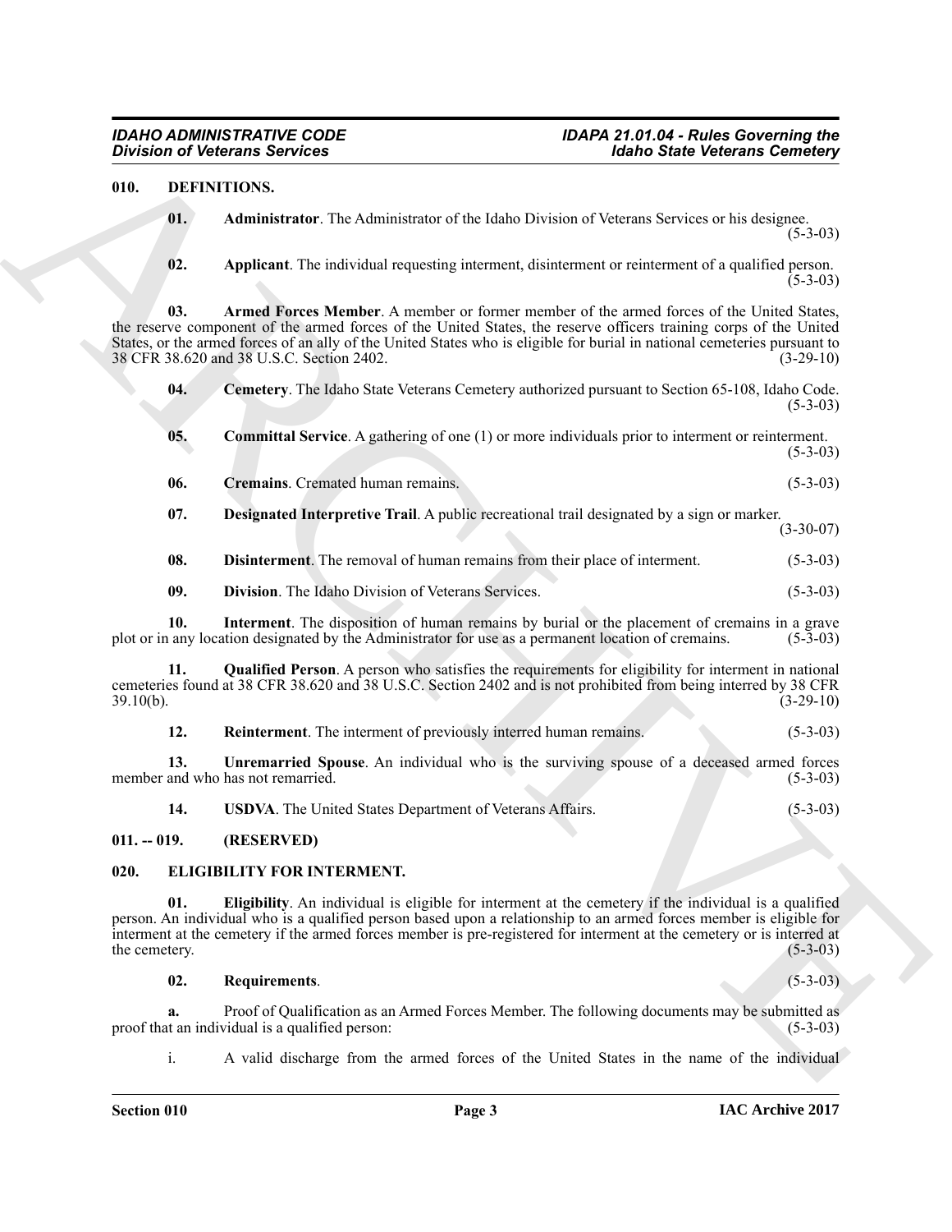## 010. DEFINITIONS.

**01. Administrator**. The Administrator of the Idaho Division of Veterans Services or his designee. (5-3-03)

**02. Applicant**. The individual requesting interment, disinterment or reinterment of a qualified person. (5-3-03)

**03. Armed Forces Member**. A member or former member of the armed forces of the United States, the reserve component of the armed forces of the United States, the reserve officers training corps of the United States, or the armed forces of an ally of the United States who is eligible for burial in national cemeteries pursuant to 38 CFR 38.620 and 38 U.S.C. Section 2402. (3-29-10)

**04. Cemetery**. The Idaho State Veterans Cemetery authorized pursuant to Section 65-108, Idaho Code. (5-3-03)

**05. Committal Service**. A gathering of one (1) or more individuals prior to interment or reinterment. (5-3-03)

**06. Cremains**. Cremated human remains. (5-3-03)

**07. Designated Interpretive Trail**. A public recreational trail designated by a sign or marker. (3-30-07)

**08. Disinterment**. The removal of human remains from their place of interment. (5-3-03)

**09. Division**. The Idaho Division of Veterans Services. (5-3-03)

**10. Interment**. The disposition of human remains by burial or the placement of cremains in a grave plot or in any location designated by the Administrator for use as a permanent location of cremains. (5-3-03)

**11. Qualified Person**. A person who satisfies the requirements for eligibility for interment in national cemeteries found at 38 CFR 38.620 and 38 U.S.C. Section 2402 and is not prohibited from being interred by 38 CFR 39.10(b). (3-29-10)

**12. Reinterment**. The interment of previously interred human remains. (5-3-03)

**13. Unremarried Spouse**. An individual who is the surviving spouse of a deceased armed forces member and who has not remarried. (5-3-03)

**14. USDVA**. The United States Department of Veterans Affairs. (5-3-03)

## 011. -- 019. (RESERVED)

## 020. ELIGIBILITY FOR INTERMENT.

**01. Eligibility**. An individual is eligible for interment at the cemetery if the individual is a qualified person. An individual who is a qualified person based upon a relationship to an armed forces member is eligible for interment at the cemetery if the armed forces member is pre-registered for interment at the cemetery or is interred at the cemetery. (5-3-03)

**02. Requirements**. (5-3-03)

**a.** Proof of Qualification as an Armed Forces Member. The following documents may be submitted as proof that an individual is a qualified person: (5-3-03)

i. A valid discharge from the armed forces of the United States in the name of the individual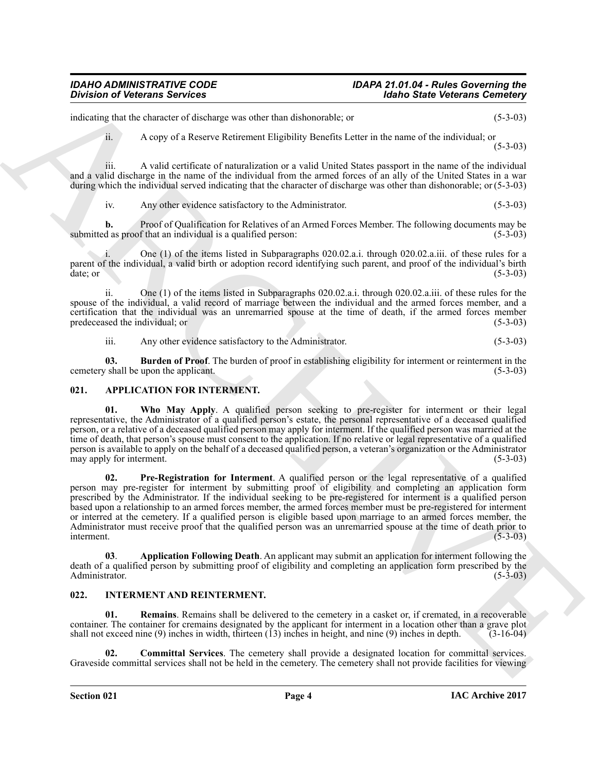indicating that the character of discharge was other than dishonorable; or (5-3-03)

ii. A copy of a Reserve Retirement Eligibility Benefits Letter in the name of the individual; or (5-3-03)

iii. A valid certificate of naturalization or a valid United States passport in the name of the individual and a valid discharge in the name of the individual from the armed forces of an ally of the United States in a war during which the individual served indicating that the character of discharge was other than dishonorable; or (5-3-03)

iv. Any other evidence satisfactory to the Administrator. (5-3-03)

**b.** Proof of Qualification for Relatives of an Armed Forces Member. The following documents may be submitted as proof that an individual is a qualified person: (5-3-03)

i. One (1) of the items listed in Subparagraphs 020.02.a.i. through 020.02.a.iii. of these rules for a parent of the individual, a valid birth or adoption record identifying such parent, and proof of the individual's birth date; or (5-3-03)

ii. One (1) of the items listed in Subparagraphs 020.02.a.i. through 020.02.a.iii. of these rules for the spouse of the individual, a valid record of marriage between the individual and the armed forces member, and a certification that the individual was an unremarried spouse at the time of death, if the armed forces member predeceased the individual; or (5-3-03)

iii. Any other evidence satisfactory to the Administrator. (5-3-03)

**03. Burden of Proof**. The burden of proof in establishing eligibility for interment or reinterment in the cemetery shall be upon the applicant. (5-3-03)

## 021. APPLICATION FOR INTERMENT.

**01. Who May Apply**. A qualified person seeking to pre-register for interment or their legal representative, the Administrator of a qualified person's estate, the personal representative of a deceased qualified person, or a relative of a deceased qualified person may apply for interment. If the qualified person was married at the time of death, that person's spouse must consent to the application. If no relative or legal representative of a qualified person is available to apply on the behalf of a deceased qualified person, a veteran's organization or the Administrator may apply for interment. (5-3-03)

**02. Pre-Registration for Interment**. A qualified person or the legal representative of a qualified person may pre-register for interment by submitting proof of eligibility and completing an application form prescribed by the Administrator. If the individual seeking to be pre-registered for interment is a qualified person based upon a relationship to an armed forces member, the armed forces member must be pre-registered for interment or interred at the cemetery. If a qualified person is eligible based upon marriage to an armed forces member, the Administrator must receive proof that the qualified person was an unremarried spouse at the time of death prior to interment. (5-3-03)

**03**. **Application Following Death**. An applicant may submit an application for interment following the death of a qualified person by submitting proof of eligibility and completing an application form prescribed by the Administrator. (5-3-03)

## 022. INTERMENT AND REINTERMENT.

**01. Remains**. Remains shall be delivered to the cemetery in a casket or, if cremated, in a recoverable container. The container for cremains designated by the applicant for interment in a location other than a grave plot shall not exceed nine (9) inches in width, thirteen (13) inches in height, and nine (9) inches in depth. (3-16-04)

**02. Committal Services**. The cemetery shall provide a designated location for committal services. Graveside committal services shall not be held in the cemetery. The cemetery shall not provide facilities for viewing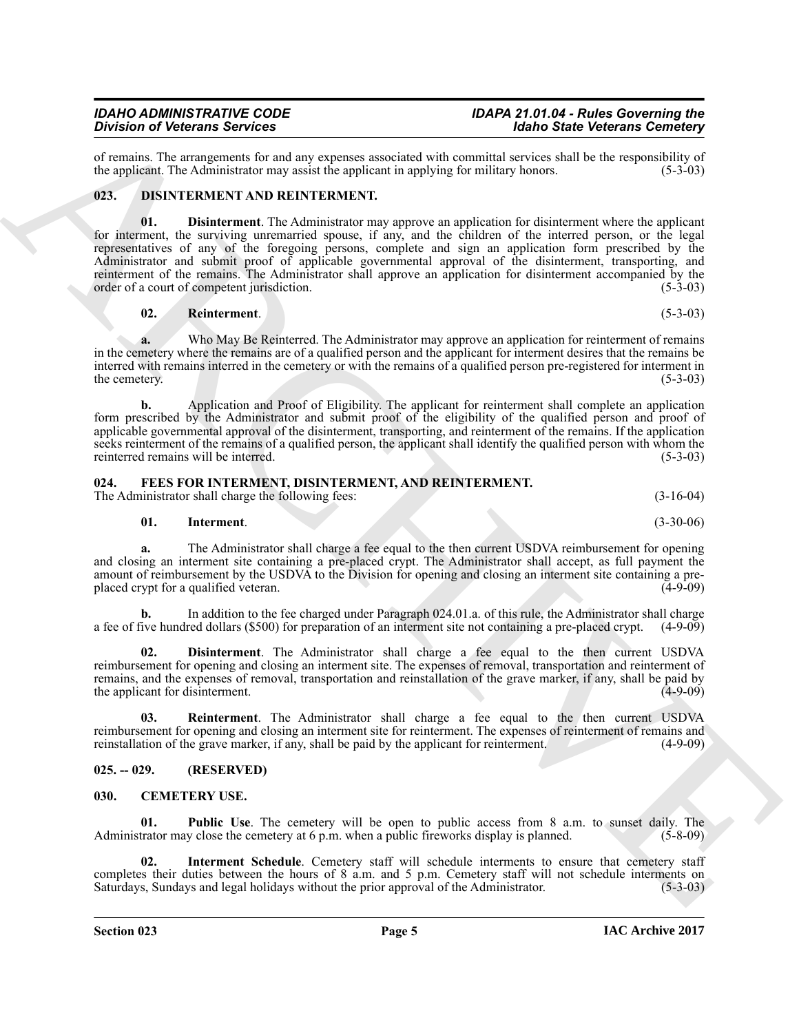of remains. The arrangements for and any expenses associated with committal services shall be the responsibility of the applicant. The Administrator may assist the applicant in applying for military honors. (5-3-03)

### 023. DISINTERMENT AND REINTERMENT.

**01. Disinterment**. The Administrator may approve an application for disinterment where the applicant for interment, the surviving unremarried spouse, if any, and the children of the interred person, or the legal representatives of any of the foregoing persons, complete and sign an application form prescribed by the Administrator and submit proof of applicable governmental approval of the disinterment, transporting, and reinterment of the remains. The Administrator shall approve an application for disinterment accompanied by the order of a court of competent jurisdiction. (5-3-03)

**02. Reinterment**. (5-3-03)

**a.** Who May Be Reinterred. The Administrator may approve an application for reinterment of remains in the cemetery where the remains are of a qualified person and the applicant for interment desires that the remains be interred with remains interred in the cemetery or with the remains of a qualified person pre-registered for interment in the cemetery. (5-3-03)

**b.** Application and Proof of Eligibility. The applicant for reinterment shall complete an application form prescribed by the Administrator and submit proof of the eligibility of the qualified person and proof of applicable governmental approval of the disinterment, transporting, and reinterment of the remains. If the application seeks reinterment of the remains of a qualified person, the applicant shall identify the qualified person with whom the reinterred remains will be interred. (5-3-03)

### 024. FEES FOR INTERMENT, DISINTERMENT, AND REINTERMENT.

The Administrator shall charge the following fees: (3-16-04)

**01. Interment**. (3-30-06)

**a.** The Administrator shall charge a fee equal to the then current USDVA reimbursement for opening and closing an interment site containing a pre-placed crypt. The Administrator shall accept, as full payment the amount of reimbursement by the USDVA to the Division for opening and closing an interment site containing a pre-placed crypt for a qualified veteran. (4-9-09)

**b.** In addition to the fee charged under Paragraph 024.01.a. of this rule, the Administrator shall charge a fee of five hundred dollars ($500) for preparation of an interment site not containing a pre-placed crypt. (4-9-09)

**02. Disinterment**. The Administrator shall charge a fee equal to the then current USDVA reimbursement for opening and closing an interment site. The expenses of removal, transportation and reinterment of remains, and the expenses of removal, transportation and reinstallation of the grave marker, if any, shall be paid by the applicant for disinterment. (4-9-09)

**03. Reinterment**. The Administrator shall charge a fee equal to the then current USDVA reimbursement for opening and closing an interment site for reinterment. The expenses of reinterment of remains and reinstallation of the grave marker, if any, shall be paid by the applicant for reinterment. (4-9-09)

### 025. -- 029. (RESERVED)

### 030. CEMETERY USE.

**01. Public Use**. The cemetery will be open to public access from 8 a.m. to sunset daily. The Administrator may close the cemetery at 6 p.m. when a public fireworks display is planned. (5-8-09)

**02. Interment Schedule**. Cemetery staff will schedule interments to ensure that cemetery staff completes their duties between the hours of 8 a.m. and 5 p.m. Cemetery staff will not schedule interments on Saturdays, Sundays and legal holidays without the prior approval of the Administrator. (5-3-03)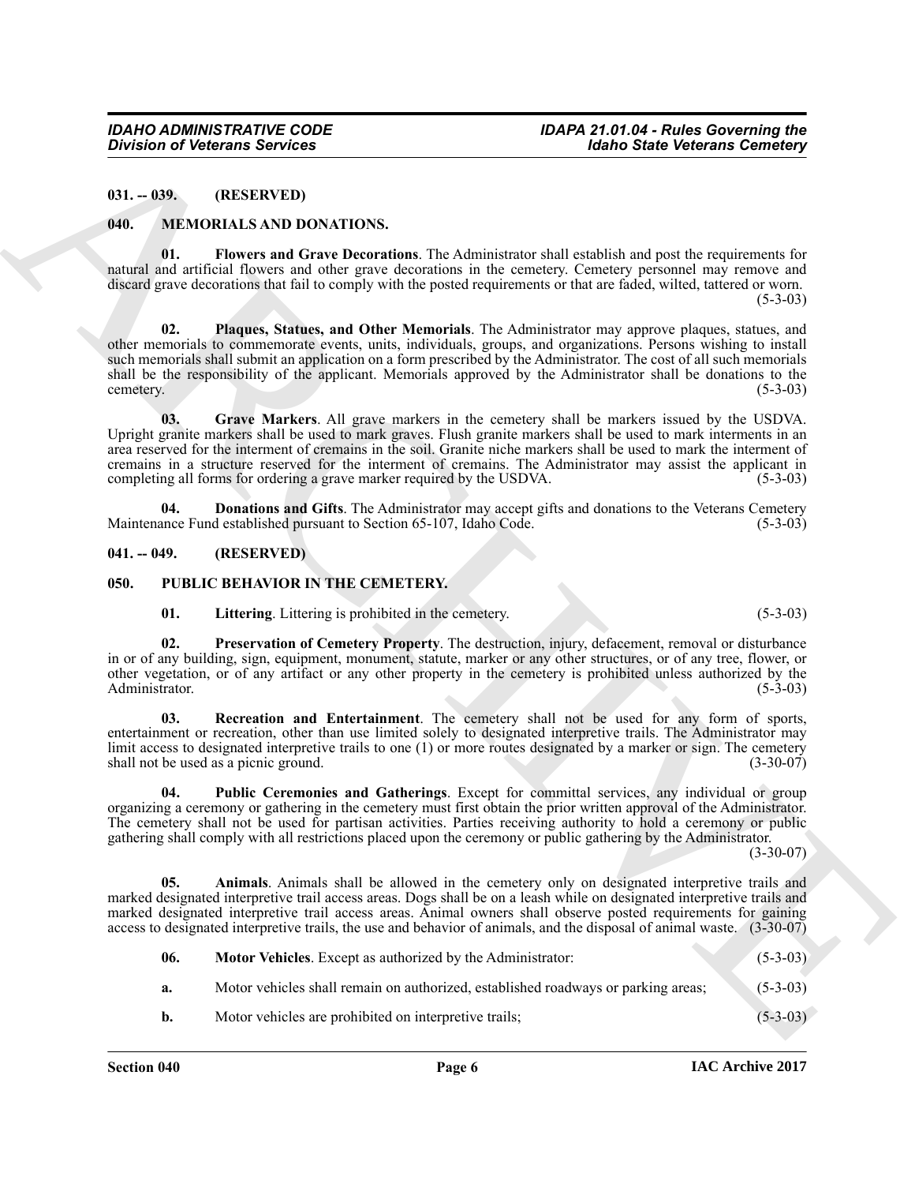## 031. -- 039. (RESERVED)

## 040. MEMORIALS AND DONATIONS.

**01. Flowers and Grave Decorations**. The Administrator shall establish and post the requirements for natural and artificial flowers and other grave decorations in the cemetery. Cemetery personnel may remove and discard grave decorations that fail to comply with the posted requirements or that are faded, wilted, tattered or worn. (5-3-03)

**02. Plaques, Statues, and Other Memorials**. The Administrator may approve plaques, statues, and other memorials to commemorate events, units, individuals, groups, and organizations. Persons wishing to install such memorials shall submit an application on a form prescribed by the Administrator. The cost of all such memorials shall be the responsibility of the applicant. Memorials approved by the Administrator shall be donations to the cemetery. (5-3-03)

**03. Grave Markers**. All grave markers in the cemetery shall be markers issued by the USDVA. Upright granite markers shall be used to mark graves. Flush granite markers shall be used to mark interments in an area reserved for the interment of cremains in the soil. Granite niche markers shall be used to mark the interment of cremains in a structure reserved for the interment of cremains. The Administrator may assist the applicant in completing all forms for ordering a grave marker required by the USDVA. (5-3-03)

**04. Donations and Gifts**. The Administrator may accept gifts and donations to the Veterans Cemetery Maintenance Fund established pursuant to Section 65-107, Idaho Code. (5-3-03)

## 041. -- 049. (RESERVED)

## 050. PUBLIC BEHAVIOR IN THE CEMETERY.

**01. Littering**. Littering is prohibited in the cemetery. (5-3-03)

**02. Preservation of Cemetery Property**. The destruction, injury, defacement, removal or disturbance in or of any building, sign, equipment, monument, statute, marker or any other structures, or of any tree, flower, or other vegetation, or of any artifact or any other property in the cemetery is prohibited unless authorized by the Administrator. (5-3-03)

**03. Recreation and Entertainment**. The cemetery shall not be used for any form of sports, entertainment or recreation, other than use limited solely to designated interpretive trails. The Administrator may limit access to designated interpretive trails to one (1) or more routes designated by a marker or sign. The cemetery shall not be used as a picnic ground. (3-30-07)

**04. Public Ceremonies and Gatherings**. Except for committal services, any individual or group organizing a ceremony or gathering in the cemetery must first obtain the prior written approval of the Administrator. The cemetery shall not be used for partisan activities. Parties receiving authority to hold a ceremony or public gathering shall comply with all restrictions placed upon the ceremony or public gathering by the Administrator. (3-30-07)

**05. Animals**. Animals shall be allowed in the cemetery only on designated interpretive trails and marked designated interpretive trail access areas. Dogs shall be on a leash while on designated interpretive trails and marked designated interpretive trail access areas. Animal owners shall observe posted requirements for gaining access to designated interpretive trails, the use and behavior of animals, and the disposal of animal waste. (3-30-07)

**06. Motor Vehicles**. Except as authorized by the Administrator: (5-3-03)

**a.** Motor vehicles shall remain on authorized, established roadways or parking areas; (5-3-03)

**b.** Motor vehicles are prohibited on interpretive trails; (5-3-03)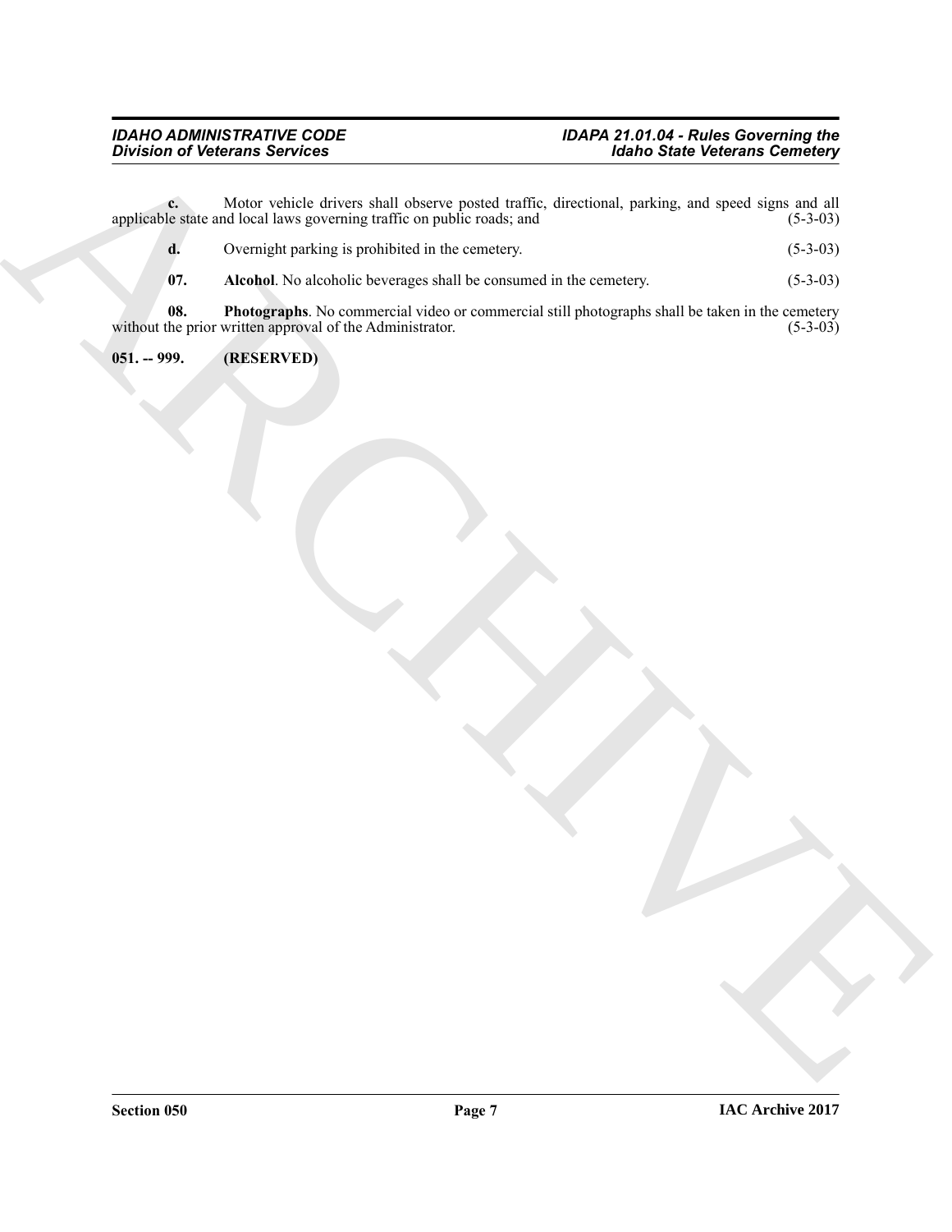**c.** Motor vehicle drivers shall observe posted traffic, directional, parking, and speed signs and all applicable state and local laws governing traffic on public roads; and (5-3-03)

**d.** Overnight parking is prohibited in the cemetery. (5-3-03)

**07. Alcohol**. No alcoholic beverages shall be consumed in the cemetery. (5-3-03)

**08. Photographs**. No commercial video or commercial still photographs shall be taken in the cemetery without the prior written approval of the Administrator. (5-3-03)

**051. -- 999. (RESERVED)**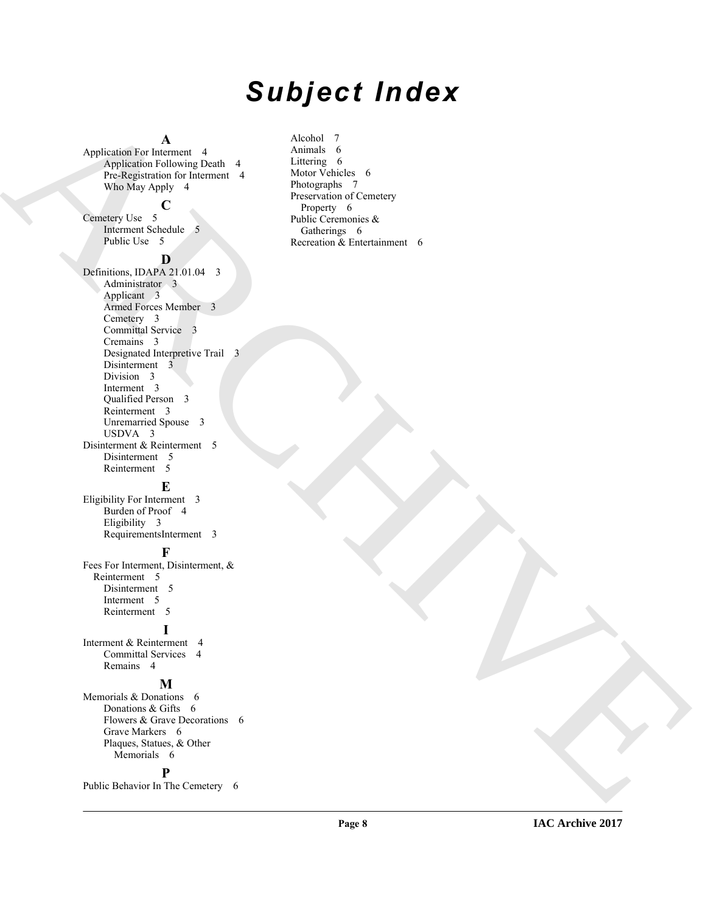# *Subject Index*

**A**

Application For Interment 4
- Application Following Death 4
- Pre-Registration for Interment 4
- Who May Apply 4

**C**

Cemetery Use 5
- Interment Schedule 5
- Public Use 5

**D**

Definitions, IDAPA 21.01.04 3
- Administrator 3
- Applicant 3
- Armed Forces Member 3
- Cemetery 3
- Committal Service 3
- Cremains 3
- Designated Interpretive Trail 3
- Disinterment 3
- Division 3
- Interment 3
- Qualified Person 3
- Reinterment 3
- Unremarried Spouse 3
- USDVA 3

Disinterment & Reinterment 5
- Disinterment 5
- Reinterment 5

**E**

Eligibility For Interment 3
- Burden of Proof 4
- Eligibility 3
- RequirementsInterment 3

**F**

Fees For Interment, Disinterment, & Reinterment 5
- Disinterment 5
- Interment 5
- Reinterment 5

**I**

Interment & Reinterment 4
- Committal Services 4
- Remains 4

**M**

Memorials & Donations 6
- Donations & Gifts 6
- Flowers & Grave Decorations 6
- Grave Markers 6
- Plaques, Statues, & Other Memorials 6

**P**

Public Behavior In The Cemetery 6
- Alcohol 7
- Animals 6
- Littering 6
- Motor Vehicles 6
- Photographs 7
- Preservation of Cemetery Property 6
- Public Ceremonies & Gatherings 6
- Recreation & Entertainment 6